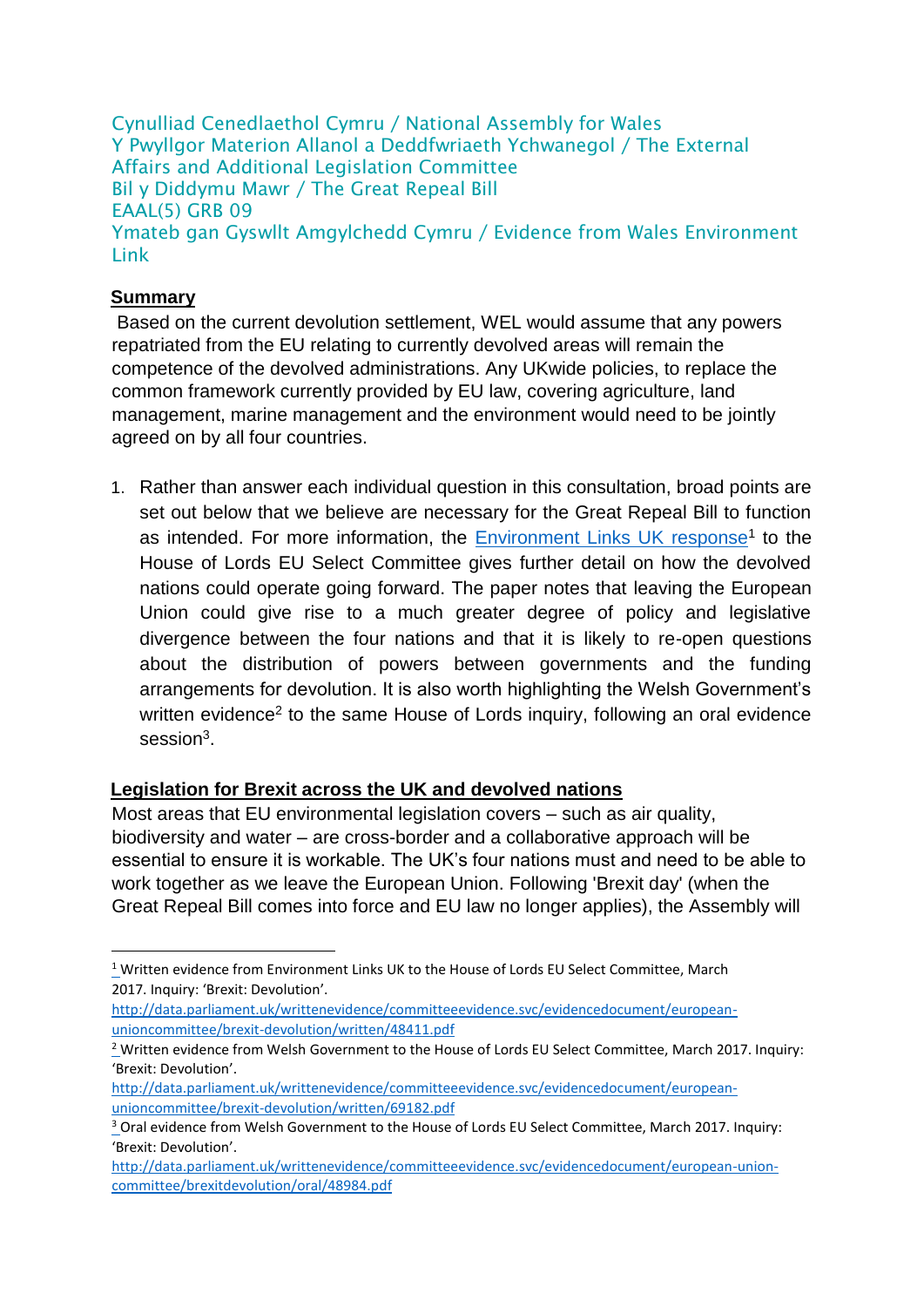Cynulliad Cenedlaethol Cymru / National Assembly for Wales
Y Pwyllgor Materion Allanol a Deddfwriaeth Ychwanegol / The External Affairs and Additional Legislation Committee
Bil y Diddymu Mawr / The Great Repeal Bill
EAAL(5) GRB 09
Ymateb gan Gyswllt Amgylchedd Cymru / Evidence from Wales Environment Link

## Summary

Based on the current devolution settlement, WEL would assume that any powers repatriated from the EU relating to currently devolved areas will remain the competence of the devolved administrations. Any UKwide policies, to replace the common framework currently provided by EU law, covering agriculture, land management, marine management and the environment would need to be jointly agreed on by all four countries.

1. Rather than answer each individual question in this consultation, broad points are set out below that we believe are necessary for the Great Repeal Bill to function as intended. For more information, the [Environment Links UK response](http://data.parliament.uk/writtenevidence/committeeevidence.svc/evidencedocument/european-unioncommittee/brexit-devolution/written/48411.pdf)[1] to the House of Lords EU Select Committee gives further detail on how the devolved nations could operate going forward. The paper notes that leaving the European Union could give rise to a much greater degree of policy and legislative divergence between the four nations and that it is likely to re-open questions about the distribution of powers between governments and the funding arrangements for devolution. It is also worth highlighting the Welsh Government's written evidence[2] to the same House of Lords inquiry, following an oral evidence session[3].

## Legislation for Brexit across the UK and devolved nations

Most areas that EU environmental legislation covers – such as air quality, biodiversity and water – are cross-border and a collaborative approach will be essential to ensure it is workable. The UK's four nations must and need to be able to work together as we leave the European Union. Following 'Brexit day' (when the Great Repeal Bill comes into force and EU law no longer applies), the Assembly will

---

[1] Written evidence from Environment Links UK to the House of Lords EU Select Committee, March 2017. Inquiry: 'Brexit: Devolution'. http://data.parliament.uk/writtenevidence/committeeevidence.svc/evidencedocument/european-unioncommittee/brexit-devolution/written/48411.pdf

[2] Written evidence from Welsh Government to the House of Lords EU Select Committee, March 2017. Inquiry: 'Brexit: Devolution'. http://data.parliament.uk/writtenevidence/committeeevidence.svc/evidencedocument/european-unioncommittee/brexit-devolution/written/69182.pdf

[3] Oral evidence from Welsh Government to the House of Lords EU Select Committee, March 2017. Inquiry: 'Brexit: Devolution'. http://data.parliament.uk/writtenevidence/committeeevidence.svc/evidencedocument/european-union-committee/brexitdevolution/oral/48984.pdf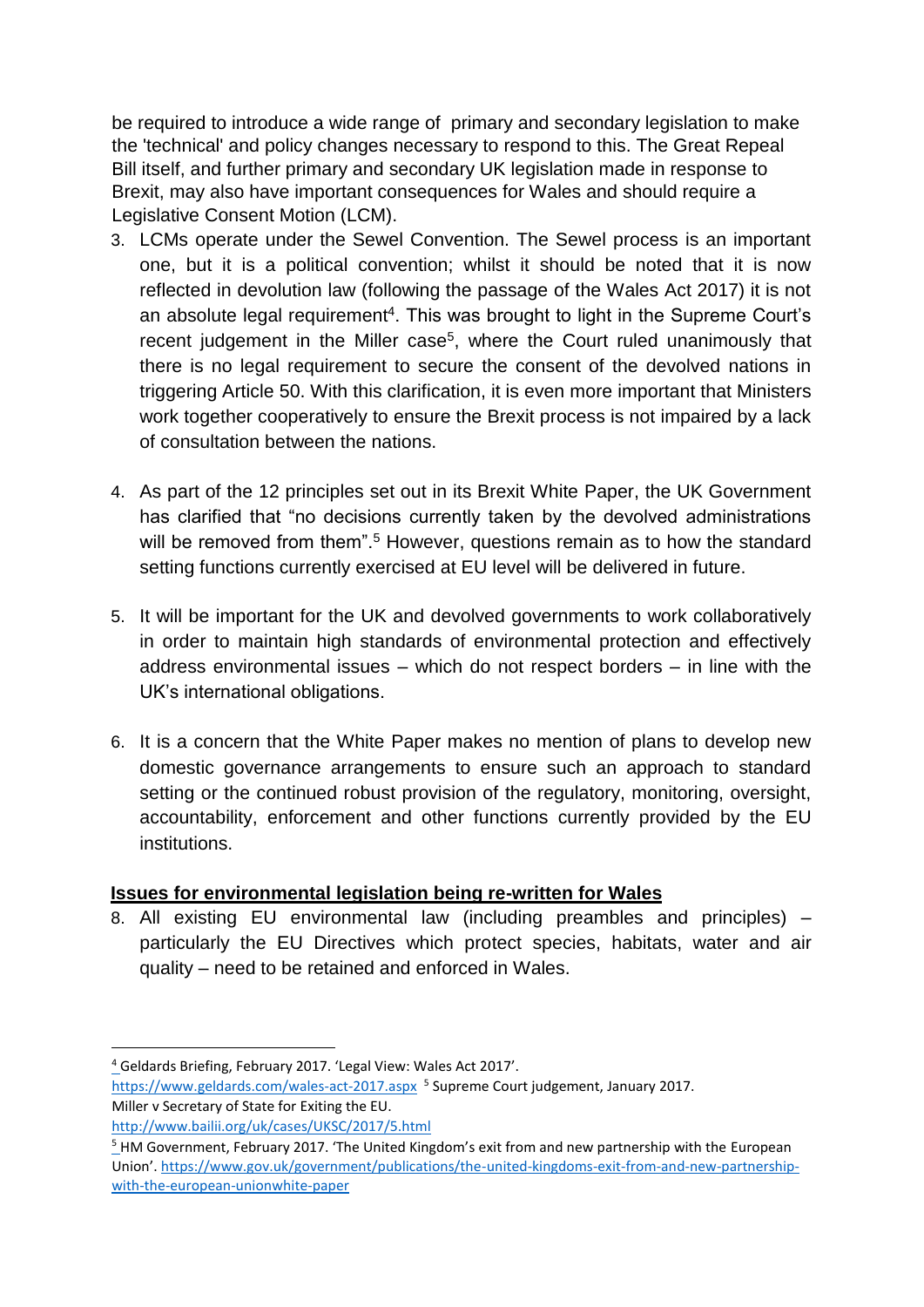be required to introduce a wide range of primary and secondary legislation to make the 'technical' and policy changes necessary to respond to this. The Great Repeal Bill itself, and further primary and secondary UK legislation made in response to Brexit, may also have important consequences for Wales and should require a Legislative Consent Motion (LCM).

3. LCMs operate under the Sewel Convention. The Sewel process is an important one, but it is a political convention; whilst it should be noted that it is now reflected in devolution law (following the passage of the Wales Act 2017) it is not an absolute legal requirement[4]. This was brought to light in the Supreme Court's recent judgement in the Miller case[5], where the Court ruled unanimously that there is no legal requirement to secure the consent of the devolved nations in triggering Article 50. With this clarification, it is even more important that Ministers work together cooperatively to ensure the Brexit process is not impaired by a lack of consultation between the nations.

4. As part of the 12 principles set out in its Brexit White Paper, the UK Government has clarified that "no decisions currently taken by the devolved administrations will be removed from them".[5] However, questions remain as to how the standard setting functions currently exercised at EU level will be delivered in future.

5. It will be important for the UK and devolved governments to work collaboratively in order to maintain high standards of environmental protection and effectively address environmental issues – which do not respect borders – in line with the UK's international obligations.

6. It is a concern that the White Paper makes no mention of plans to develop new domestic governance arrangements to ensure such an approach to standard setting or the continued robust provision of the regulatory, monitoring, oversight, accountability, enforcement and other functions currently provided by the EU institutions.

## Issues for environmental legislation being re-written for Wales

8. All existing EU environmental law (including preambles and principles) – particularly the EU Directives which protect species, habitats, water and air quality – need to be retained and enforced in Wales.

---

[4] Geldards Briefing, February 2017. 'Legal View: Wales Act 2017'. https://www.geldards.com/wales-act-2017.aspx [5] Supreme Court judgement, January 2017. Miller v Secretary of State for Exiting the EU. http://www.bailii.org/uk/cases/UKSC/2017/5.html

[5] HM Government, February 2017. 'The United Kingdom's exit from and new partnership with the European Union'. https://www.gov.uk/government/publications/the-united-kingdoms-exit-from-and-new-partnership-with-the-european-unionwhite-paper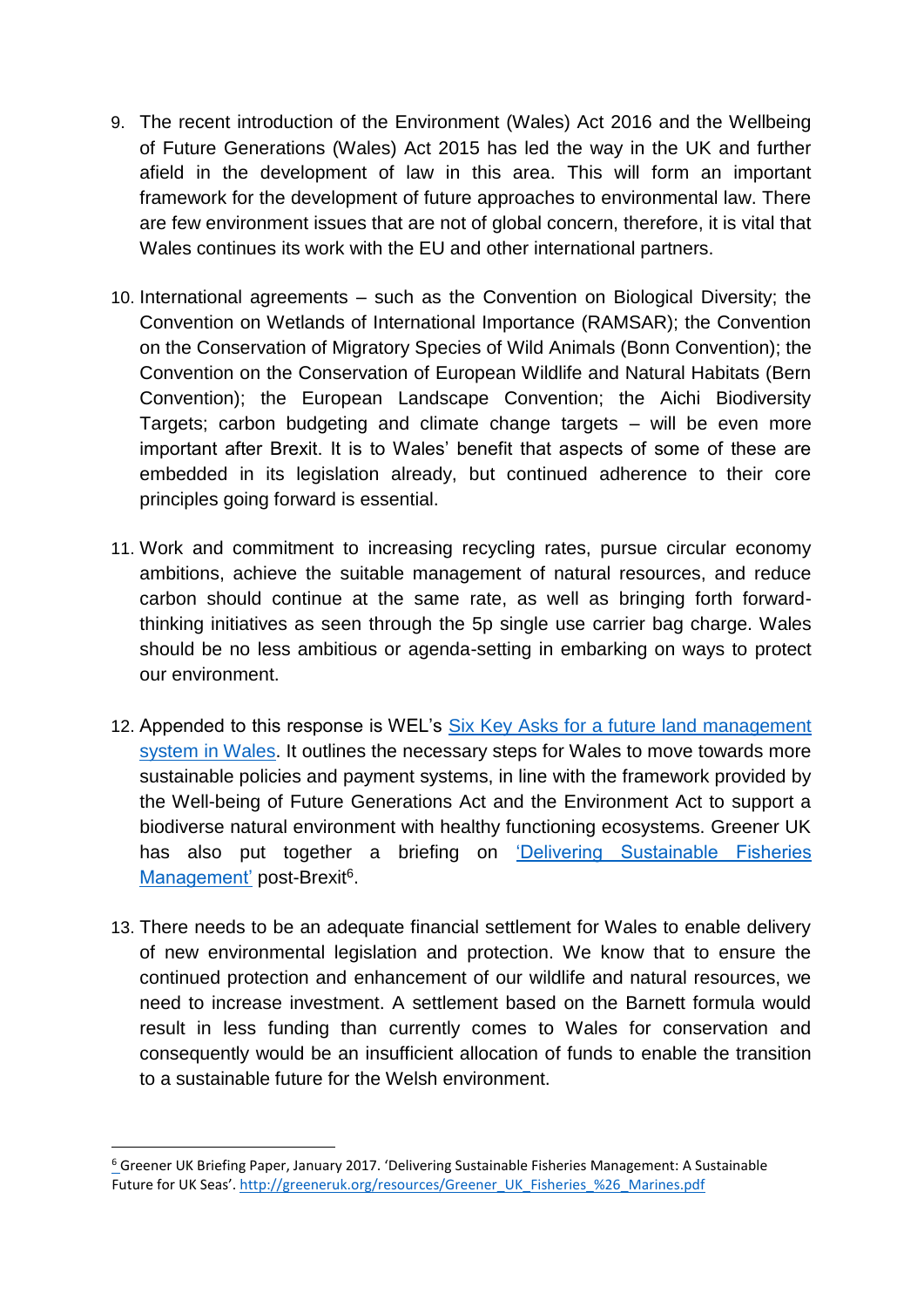9. The recent introduction of the Environment (Wales) Act 2016 and the Wellbeing of Future Generations (Wales) Act 2015 has led the way in the UK and further afield in the development of law in this area. This will form an important framework for the development of future approaches to environmental law. There are few environment issues that are not of global concern, therefore, it is vital that Wales continues its work with the EU and other international partners.

10. International agreements – such as the Convention on Biological Diversity; the Convention on Wetlands of International Importance (RAMSAR); the Convention on the Conservation of Migratory Species of Wild Animals (Bonn Convention); the Convention on the Conservation of European Wildlife and Natural Habitats (Bern Convention); the European Landscape Convention; the Aichi Biodiversity Targets; carbon budgeting and climate change targets – will be even more important after Brexit. It is to Wales' benefit that aspects of some of these are embedded in its legislation already, but continued adherence to their core principles going forward is essential.

11. Work and commitment to increasing recycling rates, pursue circular economy ambitions, achieve the suitable management of natural resources, and reduce carbon should continue at the same rate, as well as bringing forth forward-thinking initiatives as seen through the 5p single use carrier bag charge. Wales should be no less ambitious or agenda-setting in embarking on ways to protect our environment.

12. Appended to this response is WEL's [Six Key Asks for a future land management system in Wales](). It outlines the necessary steps for Wales to move towards more sustainable policies and payment systems, in line with the framework provided by the Well-being of Future Generations Act and the Environment Act to support a biodiverse natural environment with healthy functioning ecosystems. Greener UK has also put together a briefing on ['Delivering Sustainable Fisheries Management']() post-Brexit[6].

13. There needs to be an adequate financial settlement for Wales to enable delivery of new environmental legislation and protection. We know that to ensure the continued protection and enhancement of our wildlife and natural resources, we need to increase investment. A settlement based on the Barnett formula would result in less funding than currently comes to Wales for conservation and consequently would be an insufficient allocation of funds to enable the transition to a sustainable future for the Welsh environment.

---

[6] Greener UK Briefing Paper, January 2017. 'Delivering Sustainable Fisheries Management: A Sustainable Future for UK Seas'. http://greeneruk.org/resources/Greener_UK_Fisheries_%26_Marines.pdf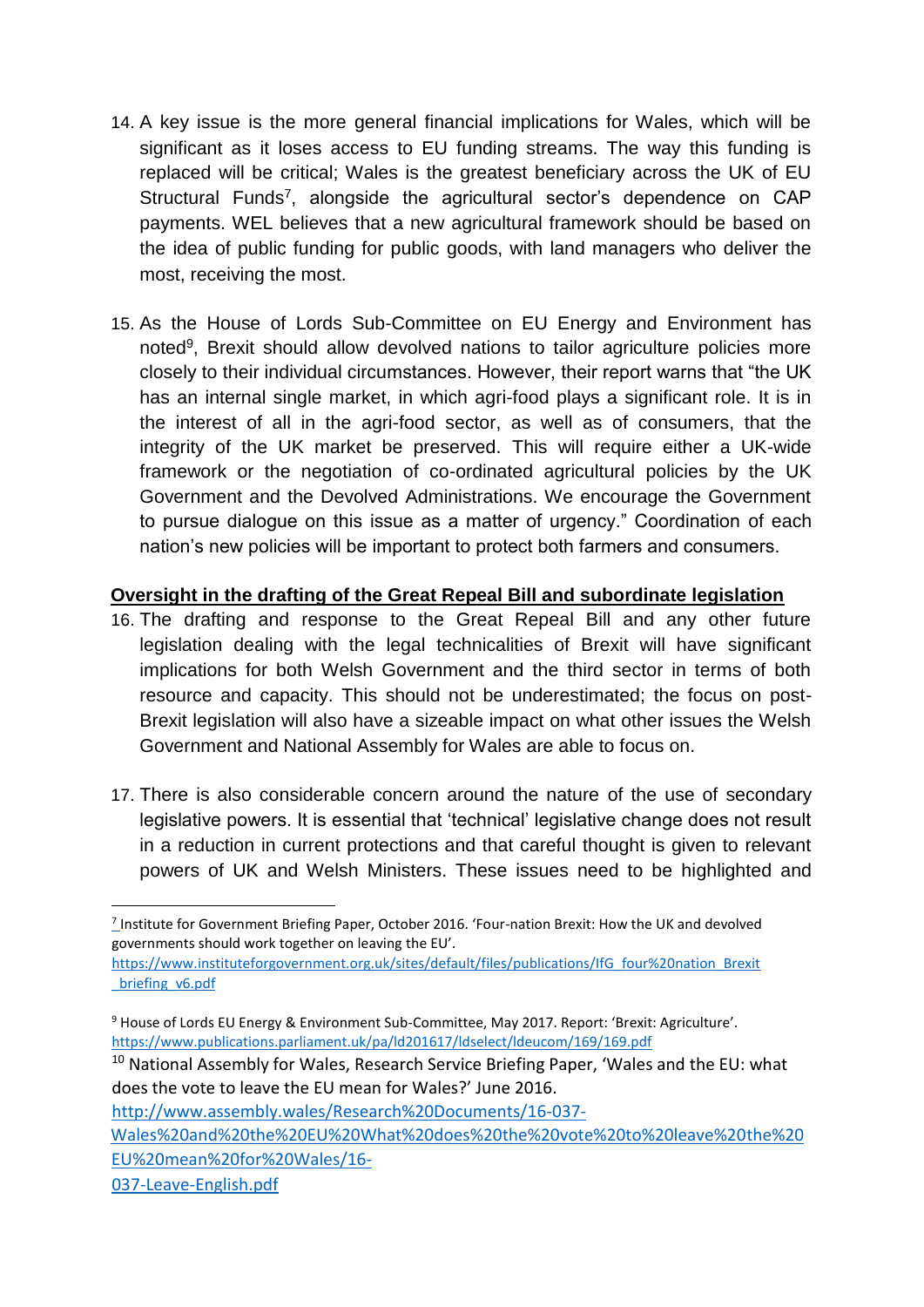14. A key issue is the more general financial implications for Wales, which will be significant as it loses access to EU funding streams. The way this funding is replaced will be critical; Wales is the greatest beneficiary across the UK of EU Structural Funds[7], alongside the agricultural sector's dependence on CAP payments. WEL believes that a new agricultural framework should be based on the idea of public funding for public goods, with land managers who deliver the most, receiving the most.

15. As the House of Lords Sub-Committee on EU Energy and Environment has noted[9], Brexit should allow devolved nations to tailor agriculture policies more closely to their individual circumstances. However, their report warns that "the UK has an internal single market, in which agri-food plays a significant role. It is in the interest of all in the agri-food sector, as well as of consumers, that the integrity of the UK market be preserved. This will require either a UK-wide framework or the negotiation of co-ordinated agricultural policies by the UK Government and the Devolved Administrations. We encourage the Government to pursue dialogue on this issue as a matter of urgency." Coordination of each nation's new policies will be important to protect both farmers and consumers.

**Oversight in the drafting of the Great Repeal Bill and subordinate legislation**

16. The drafting and response to the Great Repeal Bill and any other future legislation dealing with the legal technicalities of Brexit will have significant implications for both Welsh Government and the third sector in terms of both resource and capacity. This should not be underestimated; the focus on post-Brexit legislation will also have a sizeable impact on what other issues the Welsh Government and National Assembly for Wales are able to focus on.

17. There is also considerable concern around the nature of the use of secondary legislative powers. It is essential that 'technical' legislative change does not result in a reduction in current protections and that careful thought is given to relevant powers of UK and Welsh Ministers. These issues need to be highlighted and

---

[7] Institute for Government Briefing Paper, October 2016. 'Four-nation Brexit: How the UK and devolved governments should work together on leaving the EU'. https://www.instituteforgovernment.org.uk/sites/default/files/publications/IfG_four%20nation_Brexit_briefing_v6.pdf

[9] House of Lords EU Energy & Environment Sub-Committee, May 2017. Report: 'Brexit: Agriculture'. https://www.publications.parliament.uk/pa/ld201617/ldselect/ldeucom/169/169.pdf

[10] National Assembly for Wales, Research Service Briefing Paper, 'Wales and the EU: what does the vote to leave the EU mean for Wales?' June 2016. http://www.assembly.wales/Research%20Documents/16-037-Wales%20and%20the%20EU%20What%20does%20the%20vote%20to%20leave%20the%20EU%20mean%20for%20Wales/16-037-Leave-English.pdf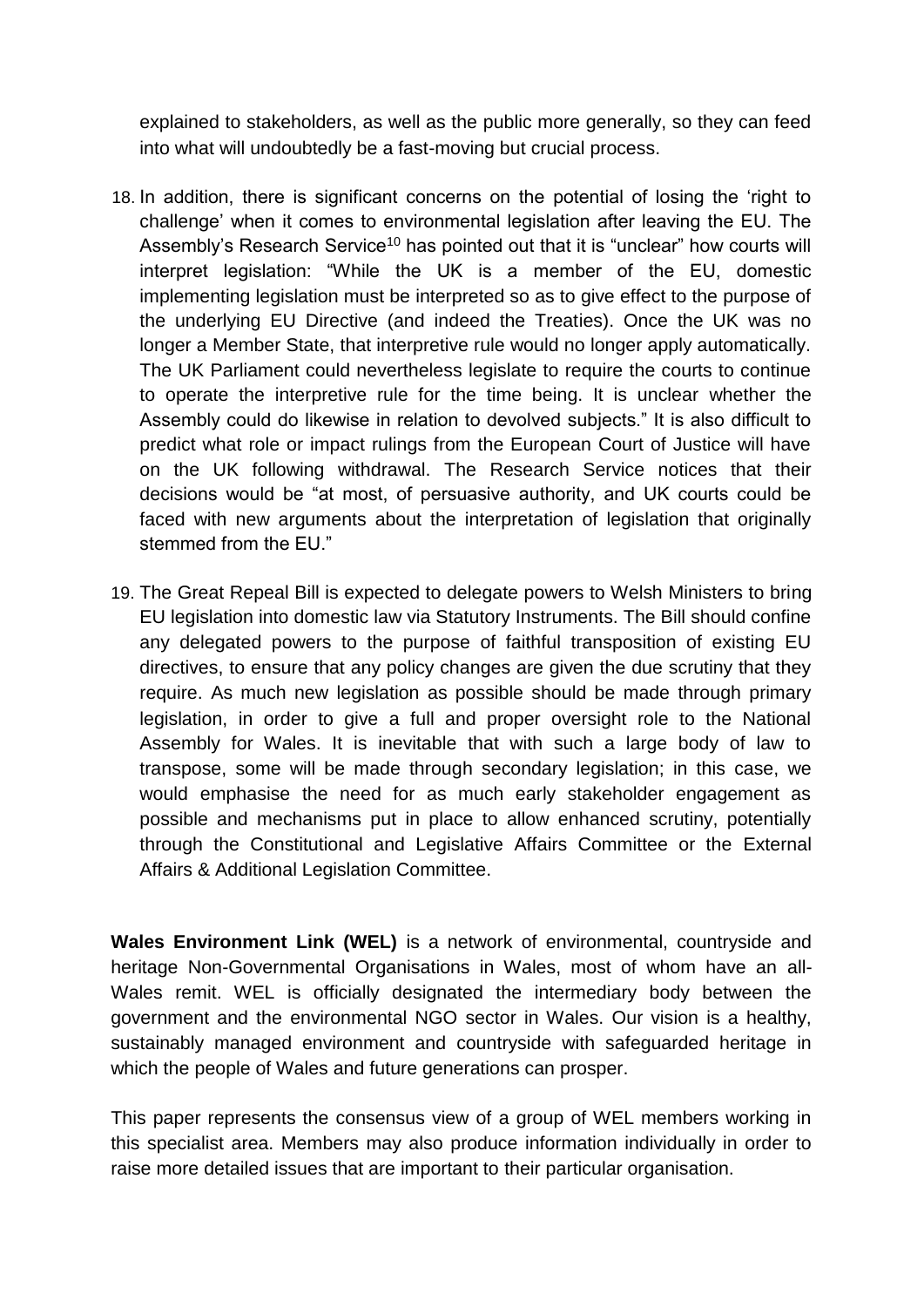explained to stakeholders, as well as the public more generally, so they can feed into what will undoubtedly be a fast-moving but crucial process.

18. In addition, there is significant concerns on the potential of losing the 'right to challenge' when it comes to environmental legislation after leaving the EU. The Assembly's Research Service[10] has pointed out that it is "unclear" how courts will interpret legislation: "While the UK is a member of the EU, domestic implementing legislation must be interpreted so as to give effect to the purpose of the underlying EU Directive (and indeed the Treaties). Once the UK was no longer a Member State, that interpretive rule would no longer apply automatically. The UK Parliament could nevertheless legislate to require the courts to continue to operate the interpretive rule for the time being. It is unclear whether the Assembly could do likewise in relation to devolved subjects." It is also difficult to predict what role or impact rulings from the European Court of Justice will have on the UK following withdrawal. The Research Service notices that their decisions would be "at most, of persuasive authority, and UK courts could be faced with new arguments about the interpretation of legislation that originally stemmed from the EU."

19. The Great Repeal Bill is expected to delegate powers to Welsh Ministers to bring EU legislation into domestic law via Statutory Instruments. The Bill should confine any delegated powers to the purpose of faithful transposition of existing EU directives, to ensure that any policy changes are given the due scrutiny that they require. As much new legislation as possible should be made through primary legislation, in order to give a full and proper oversight role to the National Assembly for Wales. It is inevitable that with such a large body of law to transpose, some will be made through secondary legislation; in this case, we would emphasise the need for as much early stakeholder engagement as possible and mechanisms put in place to allow enhanced scrutiny, potentially through the Constitutional and Legislative Affairs Committee or the External Affairs & Additional Legislation Committee.

**Wales Environment Link (WEL)** is a network of environmental, countryside and heritage Non-Governmental Organisations in Wales, most of whom have an all-Wales remit. WEL is officially designated the intermediary body between the government and the environmental NGO sector in Wales. Our vision is a healthy, sustainably managed environment and countryside with safeguarded heritage in which the people of Wales and future generations can prosper.

This paper represents the consensus view of a group of WEL members working in this specialist area. Members may also produce information individually in order to raise more detailed issues that are important to their particular organisation.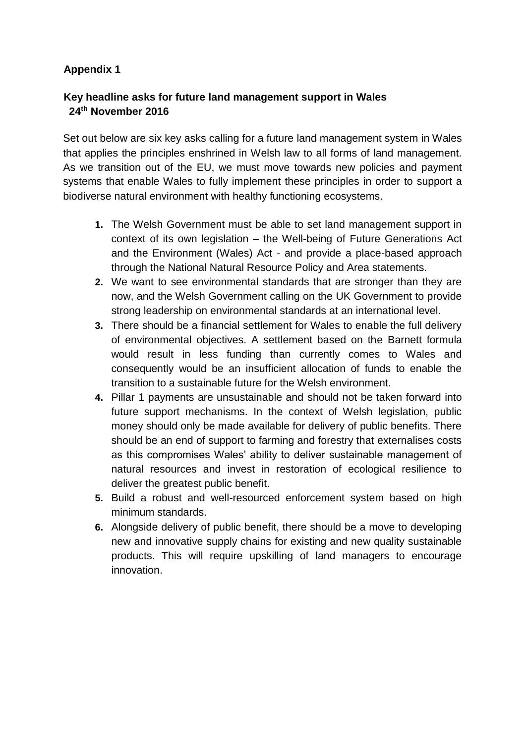**Appendix 1**

**Key headline asks for future land management support in Wales**
**24th November 2016**

Set out below are six key asks calling for a future land management system in Wales that applies the principles enshrined in Welsh law to all forms of land management. As we transition out of the EU, we must move towards new policies and payment systems that enable Wales to fully implement these principles in order to support a biodiverse natural environment with healthy functioning ecosystems.

1. The Welsh Government must be able to set land management support in context of its own legislation – the Well-being of Future Generations Act and the Environment (Wales) Act - and provide a place-based approach through the National Natural Resource Policy and Area statements.
2. We want to see environmental standards that are stronger than they are now, and the Welsh Government calling on the UK Government to provide strong leadership on environmental standards at an international level.
3. There should be a financial settlement for Wales to enable the full delivery of environmental objectives. A settlement based on the Barnett formula would result in less funding than currently comes to Wales and consequently would be an insufficient allocation of funds to enable the transition to a sustainable future for the Welsh environment.
4. Pillar 1 payments are unsustainable and should not be taken forward into future support mechanisms. In the context of Welsh legislation, public money should only be made available for delivery of public benefits. There should be an end of support to farming and forestry that externalises costs as this compromises Wales' ability to deliver sustainable management of natural resources and invest in restoration of ecological resilience to deliver the greatest public benefit.
5. Build a robust and well-resourced enforcement system based on high minimum standards.
6. Alongside delivery of public benefit, there should be a move to developing new and innovative supply chains for existing and new quality sustainable products. This will require upskilling of land managers to encourage innovation.